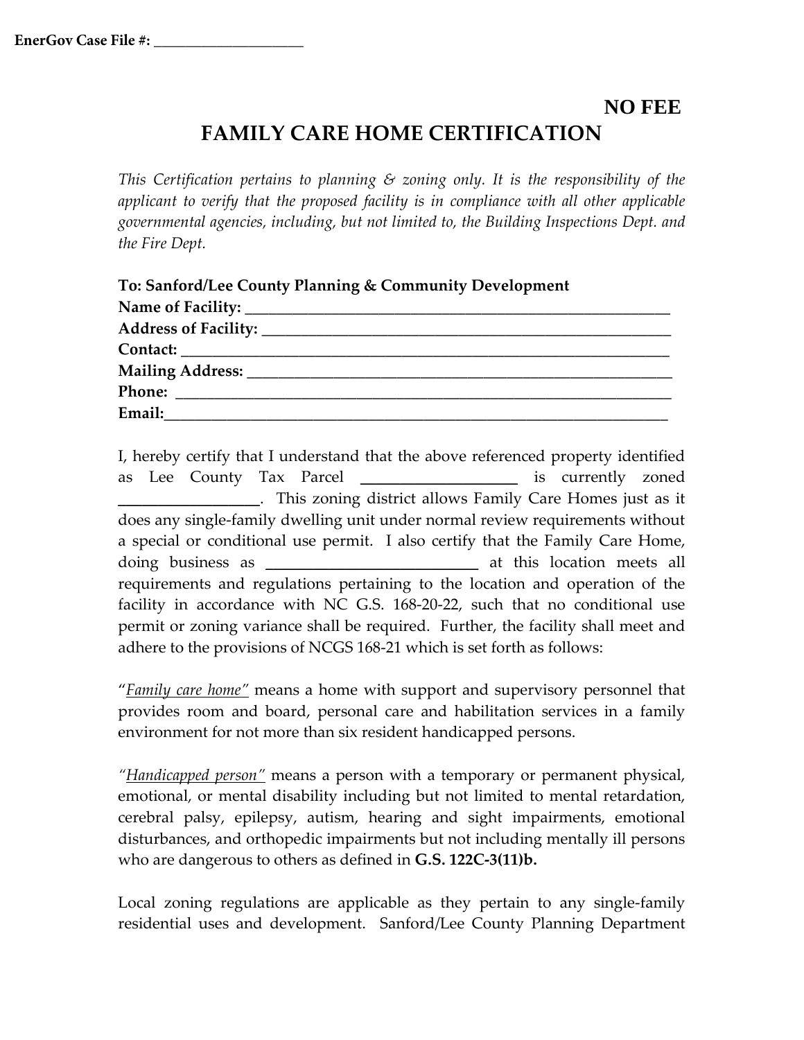**EnerGov Case File #: ____________________**

**NO FEE**

# FAMILY CARE HOME CERTIFICATION

*This Certification pertains to planning & zoning only. It is the responsibility of the applicant to verify that the proposed facility is in compliance with all other applicable governmental agencies, including, but not limited to, the Building Inspections Dept. and the Fire Dept.*

**To: Sanford/Lee County Planning & Community Development**
**Name of Facility:** ____________________________________________________
**Address of Facility:** __________________________________________________
**Contact:** ___________________________________________________________
**Mailing Address:** ____________________________________________________
**Phone:** ____________________________________________________________
**Email:**_____________________________________________________________

I, hereby certify that I understand that the above referenced property identified as Lee County Tax Parcel ____________________ is currently zoned _________________. This zoning district allows Family Care Homes just as it does any single-family dwelling unit under normal review requirements without a special or conditional use permit. I also certify that the Family Care Home, doing business as ___________________________ at this location meets all requirements and regulations pertaining to the location and operation of the facility in accordance with NC G.S. 168-20-22, such that no conditional use permit or zoning variance shall be required. Further, the facility shall meet and adhere to the provisions of NCGS 168-21 which is set forth as follows:

"*Family care home*" means a home with support and supervisory personnel that provides room and board, personal care and habilitation services in a family environment for not more than six resident handicapped persons.

"*Handicapped person*" means a person with a temporary or permanent physical, emotional, or mental disability including but not limited to mental retardation, cerebral palsy, epilepsy, autism, hearing and sight impairments, emotional disturbances, and orthopedic impairments but not including mentally ill persons who are dangerous to others as defined in **G.S. 122C-3(11)b.**

Local zoning regulations are applicable as they pertain to any single-family residential uses and development. Sanford/Lee County Planning Department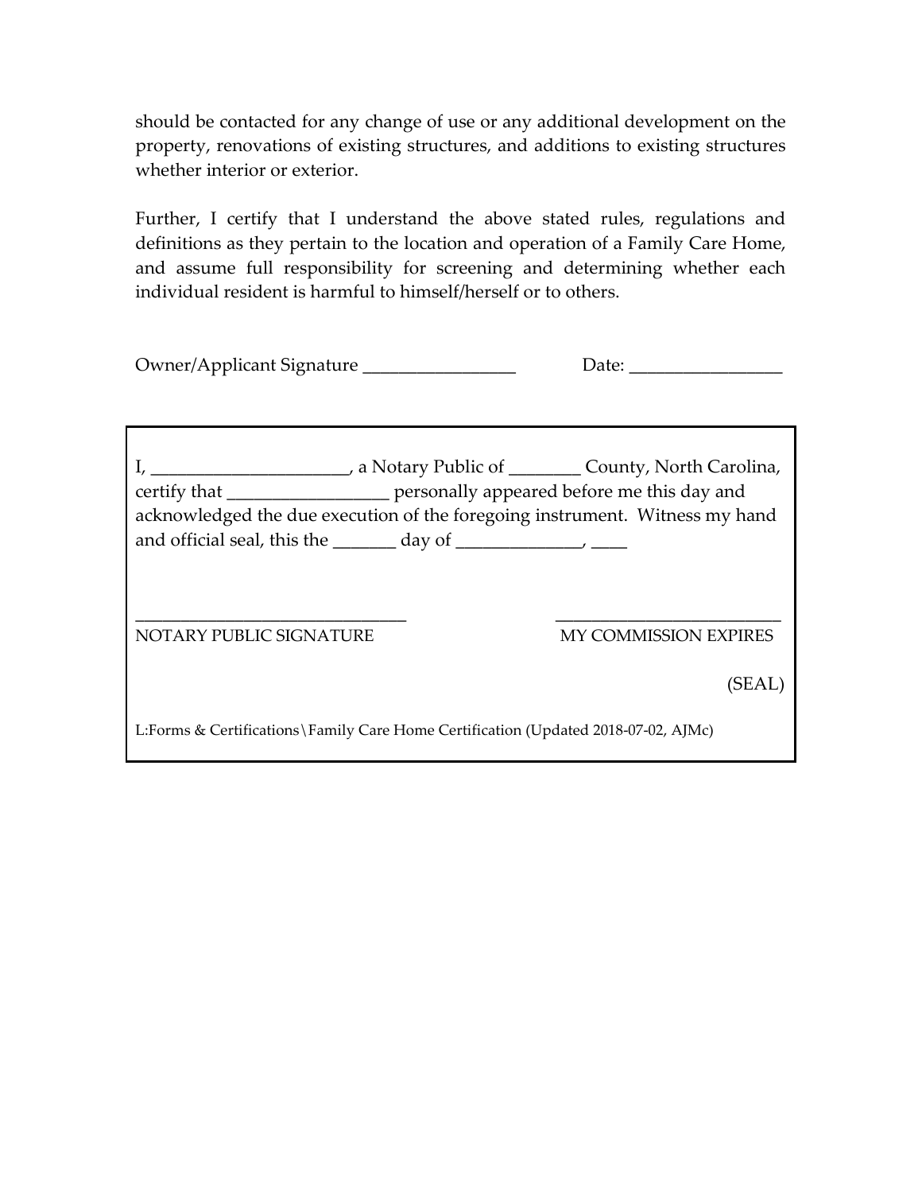should be contacted for any change of use or any additional development on the property, renovations of existing structures, and additions to existing structures whether interior or exterior.

Further, I certify that I understand the above stated rules, regulations and definitions as they pertain to the location and operation of a Family Care Home, and assume full responsibility for screening and determining whether each individual resident is harmful to himself/herself or to others.

Owner/Applicant Signature _________________ Date: _________________

I, ______________________, a Notary Public of ________ County, North Carolina, certify that __________________ personally appeared before me this day and acknowledged the due execution of the foregoing instrument. Witness my hand and official seal, this the _______ day of ______________, ____

_______________________________ _________________________

NOTARY PUBLIC SIGNATURE MY COMMISSION EXPIRES

(SEAL)

L:Forms & Certifications\Family Care Home Certification (Updated 2018-07-02, AJMc)